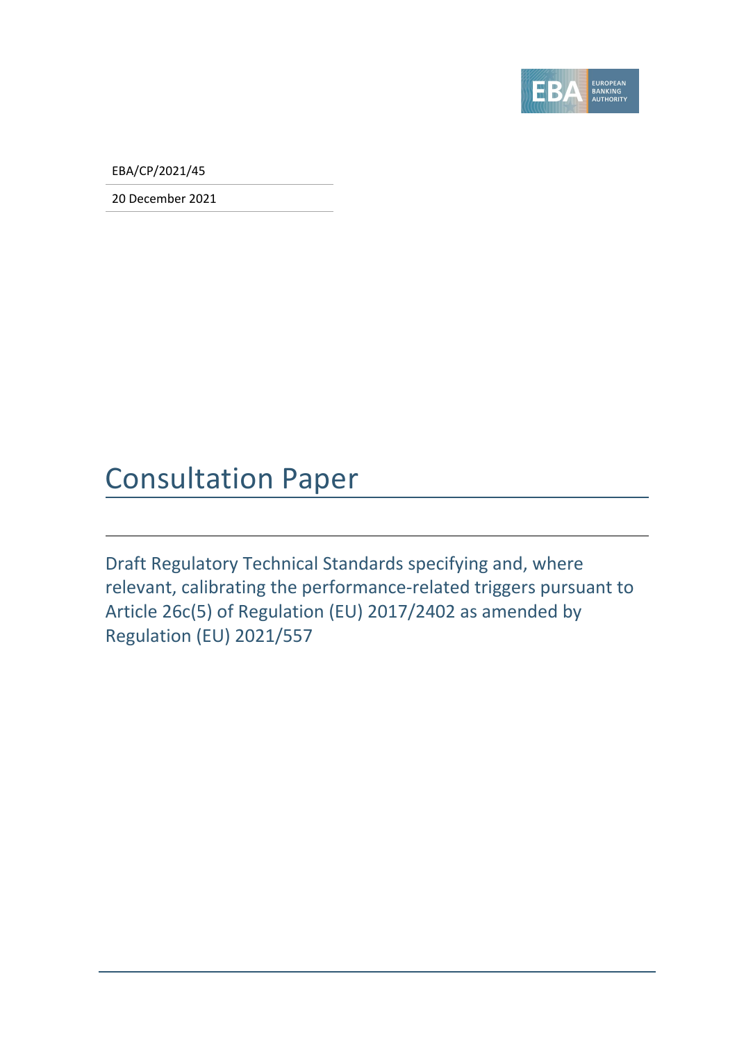EBA/CP/2021/45

20 December 2021

# Consultation Paper

## Draft Regulatory Technical Standards specifying and, where relevant, calibrating the performance-related triggers pursuant to Article 26c(5) of Regulation (EU) 2017/2402 as amended by Regulation (EU) 2021/557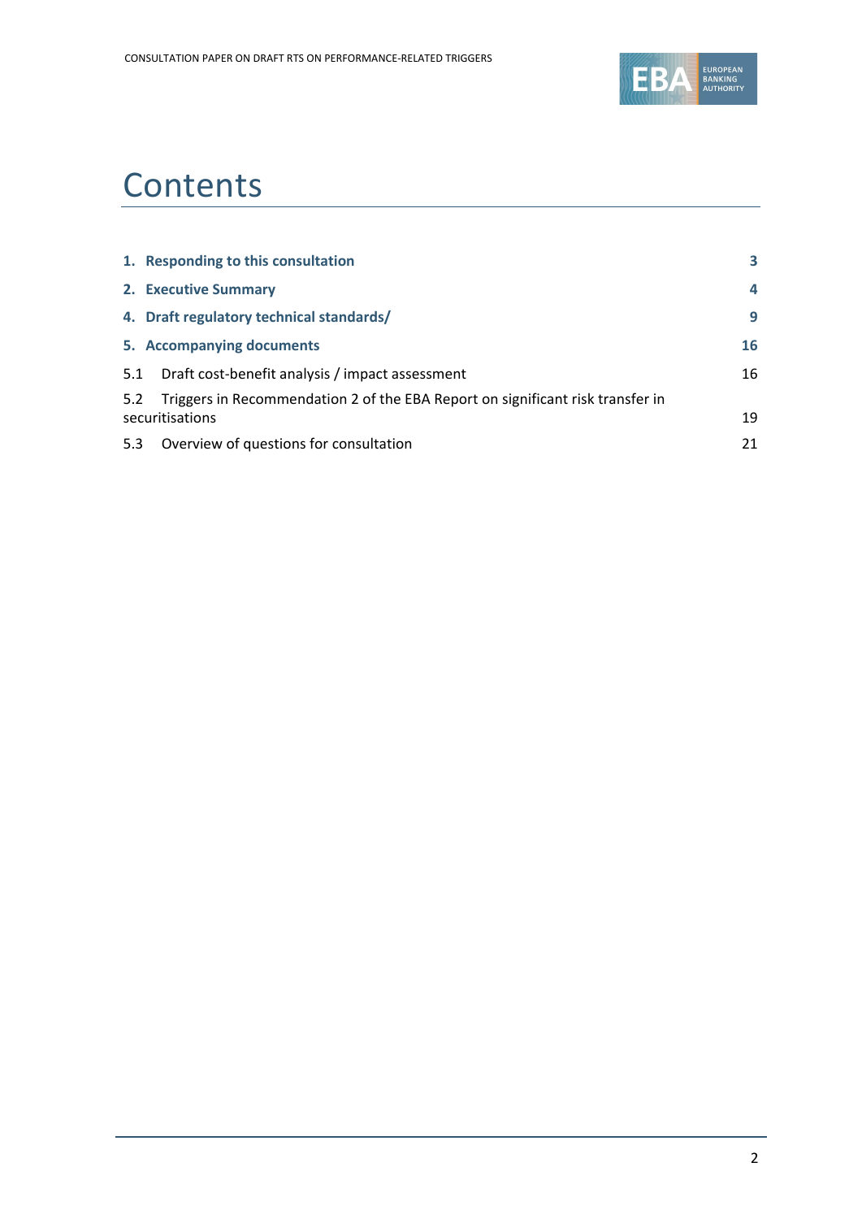# Contents

| | |
|---|---|
| **1. Responding to this consultation** | **3** |
| **2. Executive Summary** | **4** |
| **4. Draft regulatory technical standards/** | **9** |
| **5. Accompanying documents** | **16** |
| 5.1 Draft cost-benefit analysis / impact assessment | 16 |
| 5.2 Triggers in Recommendation 2 of the EBA Report on significant risk transfer in securitisations | 19 |
| 5.3 Overview of questions for consultation | 21 |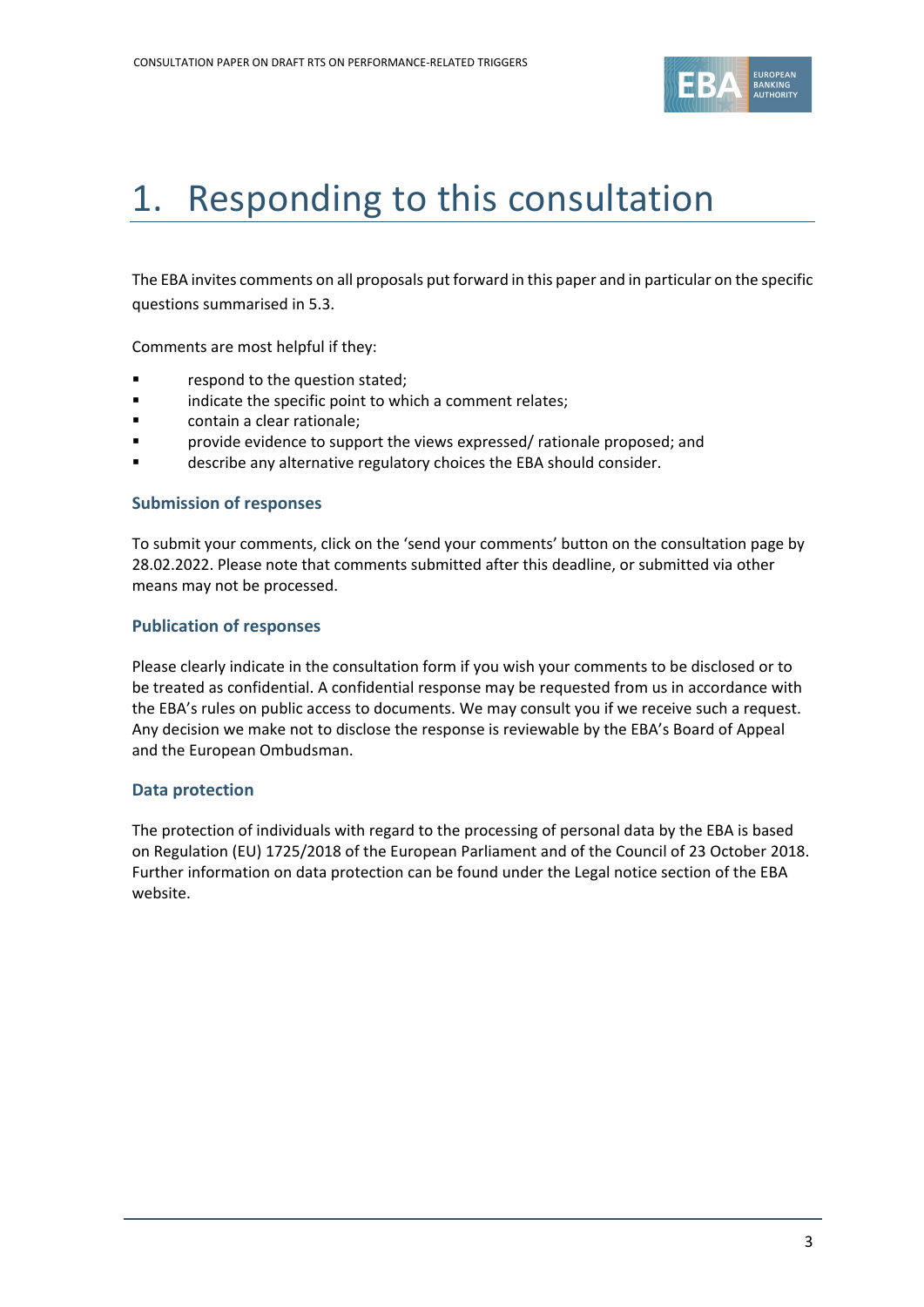# 1. Responding to this consultation

The EBA invites comments on all proposals put forward in this paper and in particular on the specific questions summarised in 5.3.

Comments are most helpful if they:

- respond to the question stated;
- indicate the specific point to which a comment relates;
- contain a clear rationale;
- provide evidence to support the views expressed/ rationale proposed; and
- describe any alternative regulatory choices the EBA should consider.

### Submission of responses

To submit your comments, click on the 'send your comments' button on the consultation page by 28.02.2022. Please note that comments submitted after this deadline, or submitted via other means may not be processed.

### Publication of responses

Please clearly indicate in the consultation form if you wish your comments to be disclosed or to be treated as confidential. A confidential response may be requested from us in accordance with the EBA's rules on public access to documents. We may consult you if we receive such a request. Any decision we make not to disclose the response is reviewable by the EBA's Board of Appeal and the European Ombudsman.

### Data protection

The protection of individuals with regard to the processing of personal data by the EBA is based on Regulation (EU) 1725/2018 of the European Parliament and of the Council of 23 October 2018. Further information on data protection can be found under the Legal notice section of the EBA website.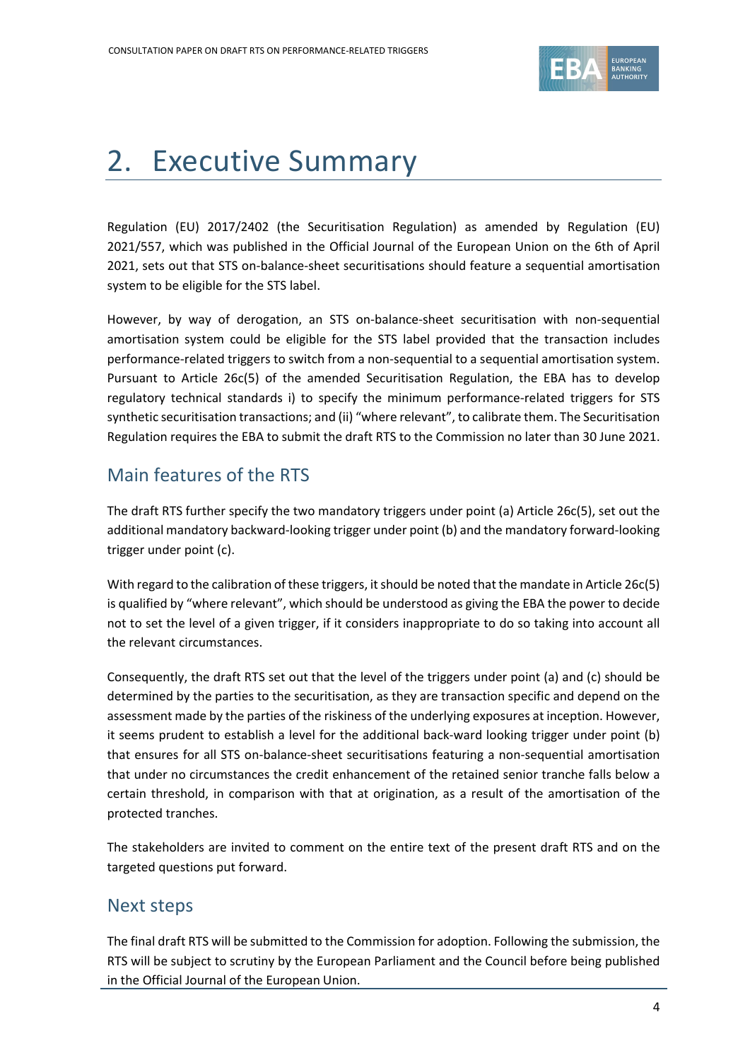# 2. Executive Summary

Regulation (EU) 2017/2402 (the Securitisation Regulation) as amended by Regulation (EU) 2021/557, which was published in the Official Journal of the European Union on the 6th of April 2021, sets out that STS on-balance-sheet securitisations should feature a sequential amortisation system to be eligible for the STS label.

However, by way of derogation, an STS on-balance-sheet securitisation with non-sequential amortisation system could be eligible for the STS label provided that the transaction includes performance-related triggers to switch from a non-sequential to a sequential amortisation system. Pursuant to Article 26c(5) of the amended Securitisation Regulation, the EBA has to develop regulatory technical standards i) to specify the minimum performance-related triggers for STS synthetic securitisation transactions; and (ii) "where relevant", to calibrate them. The Securitisation Regulation requires the EBA to submit the draft RTS to the Commission no later than 30 June 2021.

## Main features of the RTS

The draft RTS further specify the two mandatory triggers under point (a) Article 26c(5), set out the additional mandatory backward-looking trigger under point (b) and the mandatory forward-looking trigger under point (c).

With regard to the calibration of these triggers, it should be noted that the mandate in Article 26c(5) is qualified by "where relevant", which should be understood as giving the EBA the power to decide not to set the level of a given trigger, if it considers inappropriate to do so taking into account all the relevant circumstances.

Consequently, the draft RTS set out that the level of the triggers under point (a) and (c) should be determined by the parties to the securitisation, as they are transaction specific and depend on the assessment made by the parties of the riskiness of the underlying exposures at inception. However, it seems prudent to establish a level for the additional back-ward looking trigger under point (b) that ensures for all STS on-balance-sheet securitisations featuring a non-sequential amortisation that under no circumstances the credit enhancement of the retained senior tranche falls below a certain threshold, in comparison with that at origination, as a result of the amortisation of the protected tranches.

The stakeholders are invited to comment on the entire text of the present draft RTS and on the targeted questions put forward.

## Next steps

The final draft RTS will be submitted to the Commission for adoption. Following the submission, the RTS will be subject to scrutiny by the European Parliament and the Council before being published in the Official Journal of the European Union.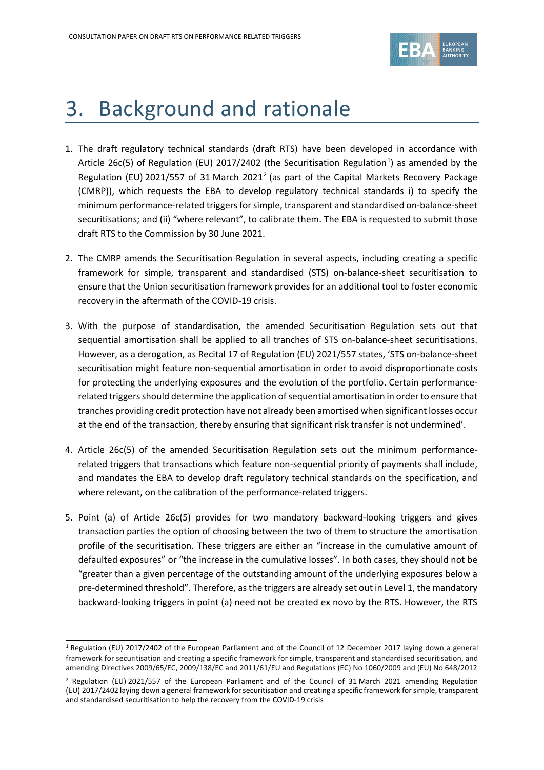# 3. Background and rationale

1. The draft regulatory technical standards (draft RTS) have been developed in accordance with Article 26c(5) of Regulation (EU) 2017/2402 (the Securitisation Regulation[1]) as amended by the Regulation (EU) 2021/557 of 31 March 2021[2] (as part of the Capital Markets Recovery Package (CMRP)), which requests the EBA to develop regulatory technical standards i) to specify the minimum performance-related triggers for simple, transparent and standardised on-balance-sheet securitisations; and (ii) "where relevant", to calibrate them. The EBA is requested to submit those draft RTS to the Commission by 30 June 2021.

2. The CMRP amends the Securitisation Regulation in several aspects, including creating a specific framework for simple, transparent and standardised (STS) on-balance-sheet securitisation to ensure that the Union securitisation framework provides for an additional tool to foster economic recovery in the aftermath of the COVID-19 crisis.

3. With the purpose of standardisation, the amended Securitisation Regulation sets out that sequential amortisation shall be applied to all tranches of STS on-balance-sheet securitisations. However, as a derogation, as Recital 17 of Regulation (EU) 2021/557 states, 'STS on-balance-sheet securitisation might feature non-sequential amortisation in order to avoid disproportionate costs for protecting the underlying exposures and the evolution of the portfolio. Certain performance-related triggers should determine the application of sequential amortisation in order to ensure that tranches providing credit protection have not already been amortised when significant losses occur at the end of the transaction, thereby ensuring that significant risk transfer is not undermined'.

4. Article 26c(5) of the amended Securitisation Regulation sets out the minimum performance-related triggers that transactions which feature non-sequential priority of payments shall include, and mandates the EBA to develop draft regulatory technical standards on the specification, and where relevant, on the calibration of the performance-related triggers.

5. Point (a) of Article 26c(5) provides for two mandatory backward-looking triggers and gives transaction parties the option of choosing between the two of them to structure the amortisation profile of the securitisation. These triggers are either an "increase in the cumulative amount of defaulted exposures" or "the increase in the cumulative losses". In both cases, they should not be "greater than a given percentage of the outstanding amount of the underlying exposures below a pre-determined threshold". Therefore, as the triggers are already set out in Level 1, the mandatory backward-looking triggers in point (a) need not be created ex novo by the RTS. However, the RTS

---

[1] Regulation (EU) 2017/2402 of the European Parliament and of the Council of 12 December 2017 laying down a general framework for securitisation and creating a specific framework for simple, transparent and standardised securitisation, and amending Directives 2009/65/EC, 2009/138/EC and 2011/61/EU and Regulations (EC) No 1060/2009 and (EU) No 648/2012

[2] Regulation (EU) 2021/557 of the European Parliament and of the Council of 31 March 2021 amending Regulation (EU) 2017/2402 laying down a general framework for securitisation and creating a specific framework for simple, transparent and standardised securitisation to help the recovery from the COVID-19 crisis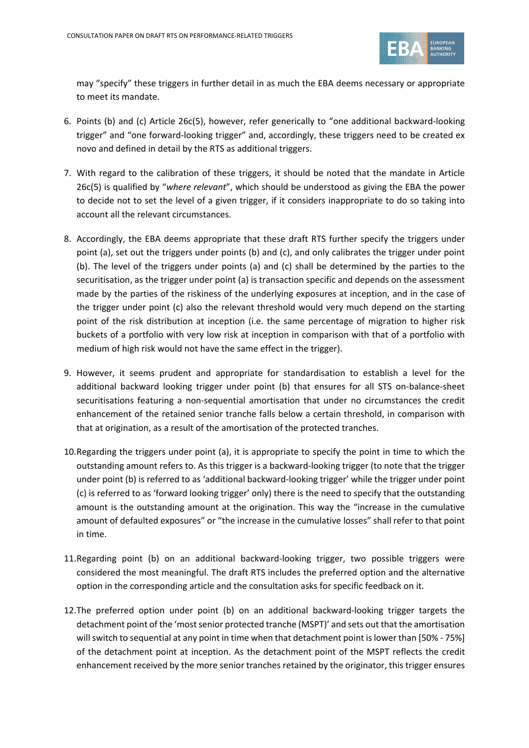may "specify" these triggers in further detail in as much the EBA deems necessary or appropriate to meet its mandate.

6. Points (b) and (c) Article 26c(5), however, refer generically to "one additional backward-looking trigger" and "one forward-looking trigger" and, accordingly, these triggers need to be created ex novo and defined in detail by the RTS as additional triggers.

7. With regard to the calibration of these triggers, it should be noted that the mandate in Article 26c(5) is qualified by "*where relevant*", which should be understood as giving the EBA the power to decide not to set the level of a given trigger, if it considers inappropriate to do so taking into account all the relevant circumstances.

8. Accordingly, the EBA deems appropriate that these draft RTS further specify the triggers under point (a), set out the triggers under points (b) and (c), and only calibrates the trigger under point (b). The level of the triggers under points (a) and (c) shall be determined by the parties to the securitisation, as the trigger under point (a) is transaction specific and depends on the assessment made by the parties of the riskiness of the underlying exposures at inception, and in the case of the trigger under point (c) also the relevant threshold would very much depend on the starting point of the risk distribution at inception (i.e. the same percentage of migration to higher risk buckets of a portfolio with very low risk at inception in comparison with that of a portfolio with medium of high risk would not have the same effect in the trigger).

9. However, it seems prudent and appropriate for standardisation to establish a level for the additional backward looking trigger under point (b) that ensures for all STS on-balance-sheet securitisations featuring a non-sequential amortisation that under no circumstances the credit enhancement of the retained senior tranche falls below a certain threshold, in comparison with that at origination, as a result of the amortisation of the protected tranches.

10. Regarding the triggers under point (a), it is appropriate to specify the point in time to which the outstanding amount refers to. As this trigger is a backward-looking trigger (to note that the trigger under point (b) is referred to as 'additional backward-looking trigger' while the trigger under point (c) is referred to as 'forward looking trigger' only) there is the need to specify that the outstanding amount is the outstanding amount at the origination. This way the "increase in the cumulative amount of defaulted exposures" or "the increase in the cumulative losses" shall refer to that point in time.

11. Regarding point (b) on an additional backward-looking trigger, two possible triggers were considered the most meaningful. The draft RTS includes the preferred option and the alternative option in the corresponding article and the consultation asks for specific feedback on it.

12. The preferred option under point (b) on an additional backward-looking trigger targets the detachment point of the 'most senior protected tranche (MSPT)' and sets out that the amortisation will switch to sequential at any point in time when that detachment point is lower than [50% - 75%] of the detachment point at inception. As the detachment point of the MSPT reflects the credit enhancement received by the more senior tranches retained by the originator, this trigger ensures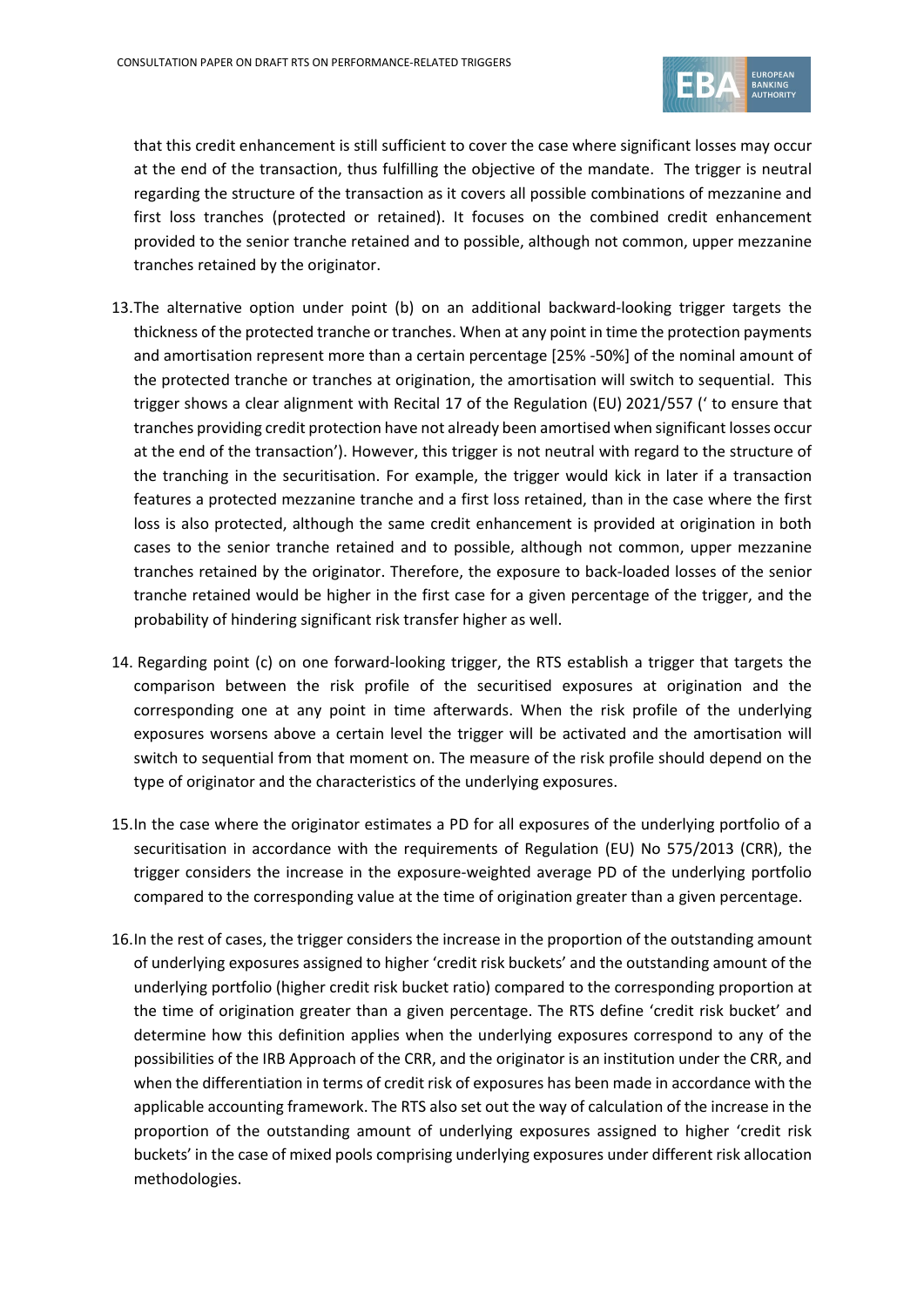that this credit enhancement is still sufficient to cover the case where significant losses may occur at the end of the transaction, thus fulfilling the objective of the mandate. The trigger is neutral regarding the structure of the transaction as it covers all possible combinations of mezzanine and first loss tranches (protected or retained). It focuses on the combined credit enhancement provided to the senior tranche retained and to possible, although not common, upper mezzanine tranches retained by the originator.

13. The alternative option under point (b) on an additional backward-looking trigger targets the thickness of the protected tranche or tranches. When at any point in time the protection payments and amortisation represent more than a certain percentage [25% -50%] of the nominal amount of the protected tranche or tranches at origination, the amortisation will switch to sequential. This trigger shows a clear alignment with Recital 17 of the Regulation (EU) 2021/557 (' to ensure that tranches providing credit protection have not already been amortised when significant losses occur at the end of the transaction'). However, this trigger is not neutral with regard to the structure of the tranching in the securitisation. For example, the trigger would kick in later if a transaction features a protected mezzanine tranche and a first loss retained, than in the case where the first loss is also protected, although the same credit enhancement is provided at origination in both cases to the senior tranche retained and to possible, although not common, upper mezzanine tranches retained by the originator. Therefore, the exposure to back-loaded losses of the senior tranche retained would be higher in the first case for a given percentage of the trigger, and the probability of hindering significant risk transfer higher as well.

14. Regarding point (c) on one forward-looking trigger, the RTS establish a trigger that targets the comparison between the risk profile of the securitised exposures at origination and the corresponding one at any point in time afterwards. When the risk profile of the underlying exposures worsens above a certain level the trigger will be activated and the amortisation will switch to sequential from that moment on. The measure of the risk profile should depend on the type of originator and the characteristics of the underlying exposures.

15. In the case where the originator estimates a PD for all exposures of the underlying portfolio of a securitisation in accordance with the requirements of Regulation (EU) No 575/2013 (CRR), the trigger considers the increase in the exposure-weighted average PD of the underlying portfolio compared to the corresponding value at the time of origination greater than a given percentage.

16. In the rest of cases, the trigger considers the increase in the proportion of the outstanding amount of underlying exposures assigned to higher 'credit risk buckets' and the outstanding amount of the underlying portfolio (higher credit risk bucket ratio) compared to the corresponding proportion at the time of origination greater than a given percentage. The RTS define 'credit risk bucket' and determine how this definition applies when the underlying exposures correspond to any of the possibilities of the IRB Approach of the CRR, and the originator is an institution under the CRR, and when the differentiation in terms of credit risk of exposures has been made in accordance with the applicable accounting framework. The RTS also set out the way of calculation of the increase in the proportion of the outstanding amount of underlying exposures assigned to higher 'credit risk buckets' in the case of mixed pools comprising underlying exposures under different risk allocation methodologies.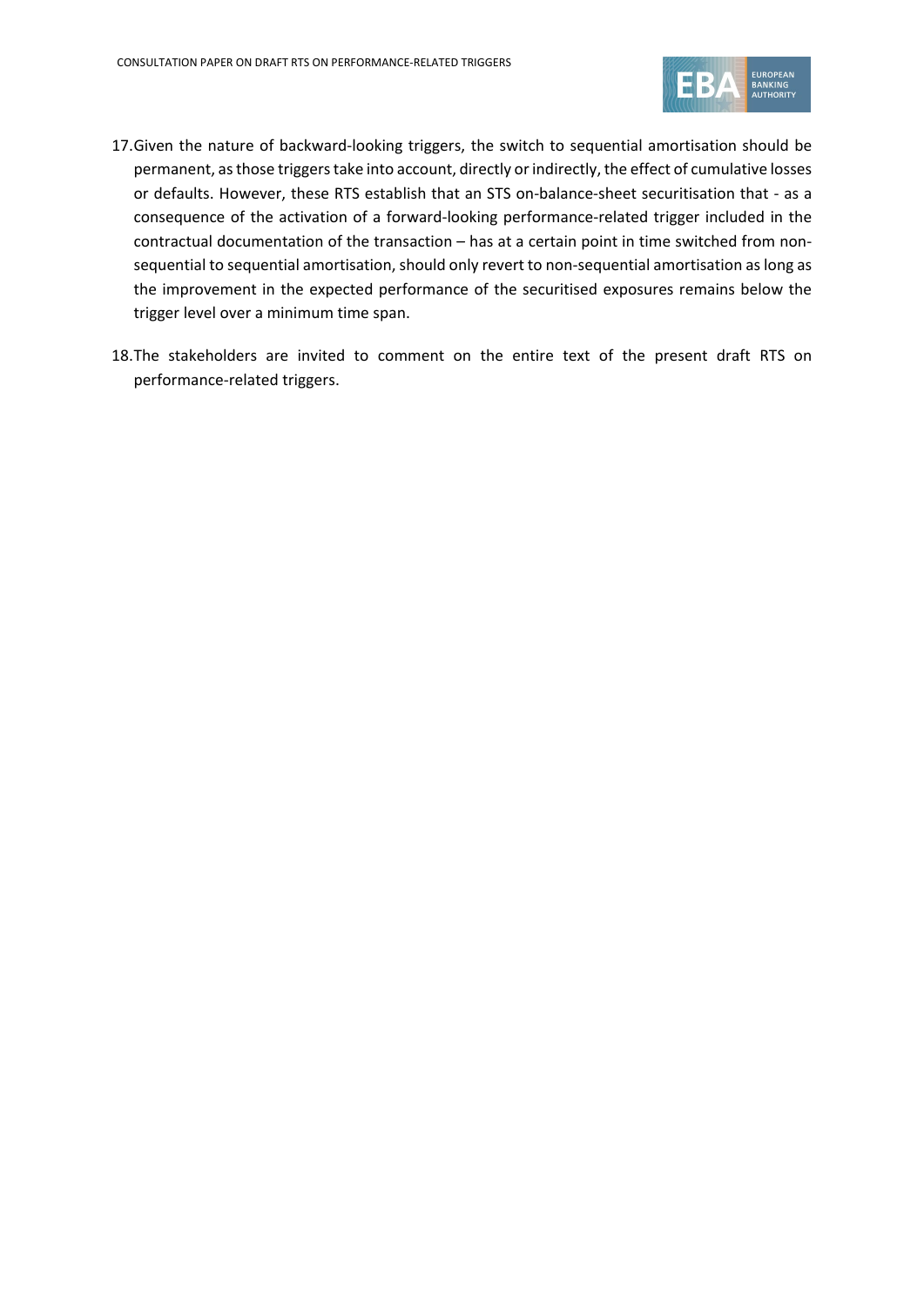17. Given the nature of backward-looking triggers, the switch to sequential amortisation should be permanent, as those triggers take into account, directly or indirectly, the effect of cumulative losses or defaults. However, these RTS establish that an STS on-balance-sheet securitisation that - as a consequence of the activation of a forward-looking performance-related trigger included in the contractual documentation of the transaction – has at a certain point in time switched from non-sequential to sequential amortisation, should only revert to non-sequential amortisation as long as the improvement in the expected performance of the securitised exposures remains below the trigger level over a minimum time span.

18. The stakeholders are invited to comment on the entire text of the present draft RTS on performance-related triggers.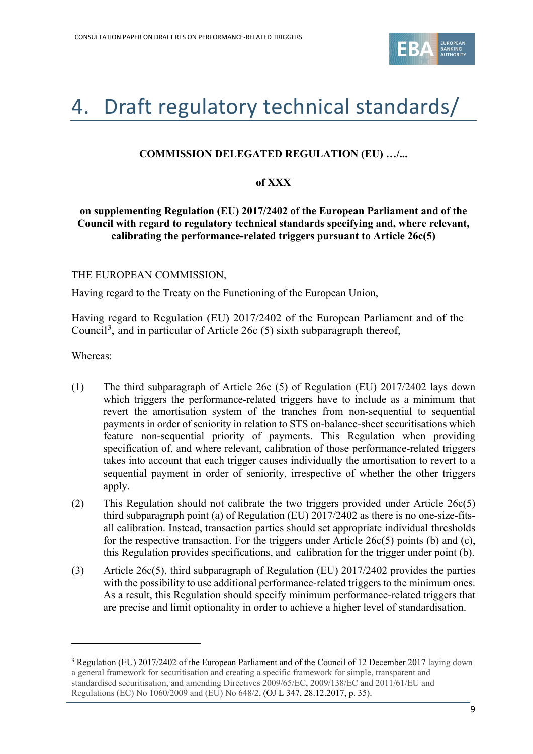# 4. Draft regulatory technical standards/

**COMMISSION DELEGATED REGULATION (EU) …/...**

**of XXX**

**on supplementing Regulation (EU) 2017/2402 of the European Parliament and of the Council with regard to regulatory technical standards specifying and, where relevant, calibrating the performance-related triggers pursuant to Article 26c(5)**

THE EUROPEAN COMMISSION,

Having regard to the Treaty on the Functioning of the European Union,

Having regard to Regulation (EU) 2017/2402 of the European Parliament and of the Council[3], and in particular of Article 26c (5) sixth subparagraph thereof,

Whereas:

(1) The third subparagraph of Article 26c (5) of Regulation (EU) 2017/2402 lays down which triggers the performance-related triggers have to include as a minimum that revert the amortisation system of the tranches from non-sequential to sequential payments in order of seniority in relation to STS on-balance-sheet securitisations which feature non-sequential priority of payments. This Regulation when providing specification of, and where relevant, calibration of those performance-related triggers takes into account that each trigger causes individually the amortisation to revert to a sequential payment in order of seniority, irrespective of whether the other triggers apply.

(2) This Regulation should not calibrate the two triggers provided under Article 26c(5) third subparagraph point (a) of Regulation (EU) 2017/2402 as there is no one-size-fits-all calibration. Instead, transaction parties should set appropriate individual thresholds for the respective transaction. For the triggers under Article 26c(5) points (b) and (c), this Regulation provides specifications, and calibration for the trigger under point (b).

(3) Article 26c(5), third subparagraph of Regulation (EU) 2017/2402 provides the parties with the possibility to use additional performance-related triggers to the minimum ones. As a result, this Regulation should specify minimum performance-related triggers that are precise and limit optionality in order to achieve a higher level of standardisation.

---

[3] Regulation (EU) 2017/2402 of the European Parliament and of the Council of 12 December 2017 laying down a general framework for securitisation and creating a specific framework for simple, transparent and standardised securitisation, and amending Directives 2009/65/EC, 2009/138/EC and 2011/61/EU and Regulations (EC) No 1060/2009 and (EU) No 648/2, (OJ L 347, 28.12.2017, p. 35).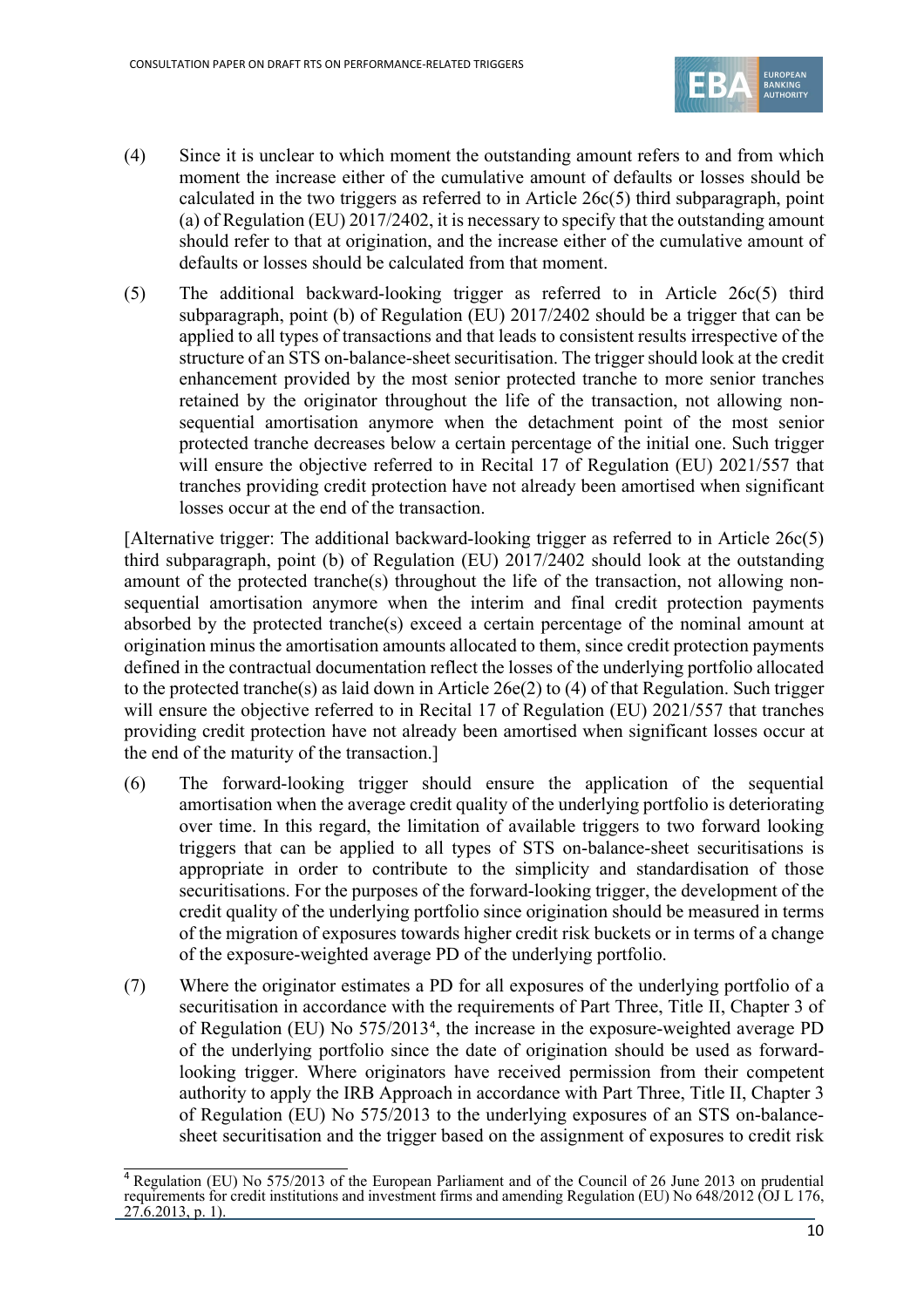(4) Since it is unclear to which moment the outstanding amount refers to and from which moment the increase either of the cumulative amount of defaults or losses should be calculated in the two triggers as referred to in Article 26c(5) third subparagraph, point (a) of Regulation (EU) 2017/2402, it is necessary to specify that the outstanding amount should refer to that at origination, and the increase either of the cumulative amount of defaults or losses should be calculated from that moment.

(5) The additional backward-looking trigger as referred to in Article 26c(5) third subparagraph, point (b) of Regulation (EU) 2017/2402 should be a trigger that can be applied to all types of transactions and that leads to consistent results irrespective of the structure of an STS on-balance-sheet securitisation. The trigger should look at the credit enhancement provided by the most senior protected tranche to more senior tranches retained by the originator throughout the life of the transaction, not allowing non-sequential amortisation anymore when the detachment point of the most senior protected tranche decreases below a certain percentage of the initial one. Such trigger will ensure the objective referred to in Recital 17 of Regulation (EU) 2021/557 that tranches providing credit protection have not already been amortised when significant losses occur at the end of the transaction.

[Alternative trigger: The additional backward-looking trigger as referred to in Article 26c(5) third subparagraph, point (b) of Regulation (EU) 2017/2402 should look at the outstanding amount of the protected tranche(s) throughout the life of the transaction, not allowing non-sequential amortisation anymore when the interim and final credit protection payments absorbed by the protected tranche(s) exceed a certain percentage of the nominal amount at origination minus the amortisation amounts allocated to them, since credit protection payments defined in the contractual documentation reflect the losses of the underlying portfolio allocated to the protected tranche(s) as laid down in Article 26e(2) to (4) of that Regulation. Such trigger will ensure the objective referred to in Recital 17 of Regulation (EU) 2021/557 that tranches providing credit protection have not already been amortised when significant losses occur at the end of the maturity of the transaction.]

(6) The forward-looking trigger should ensure the application of the sequential amortisation when the average credit quality of the underlying portfolio is deteriorating over time. In this regard, the limitation of available triggers to two forward looking triggers that can be applied to all types of STS on-balance-sheet securitisations is appropriate in order to contribute to the simplicity and standardisation of those securitisations. For the purposes of the forward-looking trigger, the development of the credit quality of the underlying portfolio since origination should be measured in terms of the migration of exposures towards higher credit risk buckets or in terms of a change of the exposure-weighted average PD of the underlying portfolio.

(7) Where the originator estimates a PD for all exposures of the underlying portfolio of a securitisation in accordance with the requirements of Part Three, Title II, Chapter 3 of of Regulation (EU) No 575/2013[4], the increase in the exposure-weighted average PD of the underlying portfolio since the date of origination should be used as forward-looking trigger. Where originators have received permission from their competent authority to apply the IRB Approach in accordance with Part Three, Title II, Chapter 3 of Regulation (EU) No 575/2013 to the underlying exposures of an STS on-balance-sheet securitisation and the trigger based on the assignment of exposures to credit risk

[4] Regulation (EU) No 575/2013 of the European Parliament and of the Council of 26 June 2013 on prudential requirements for credit institutions and investment firms and amending Regulation (EU) No 648/2012 (OJ L 176, 27.6.2013, p. 1).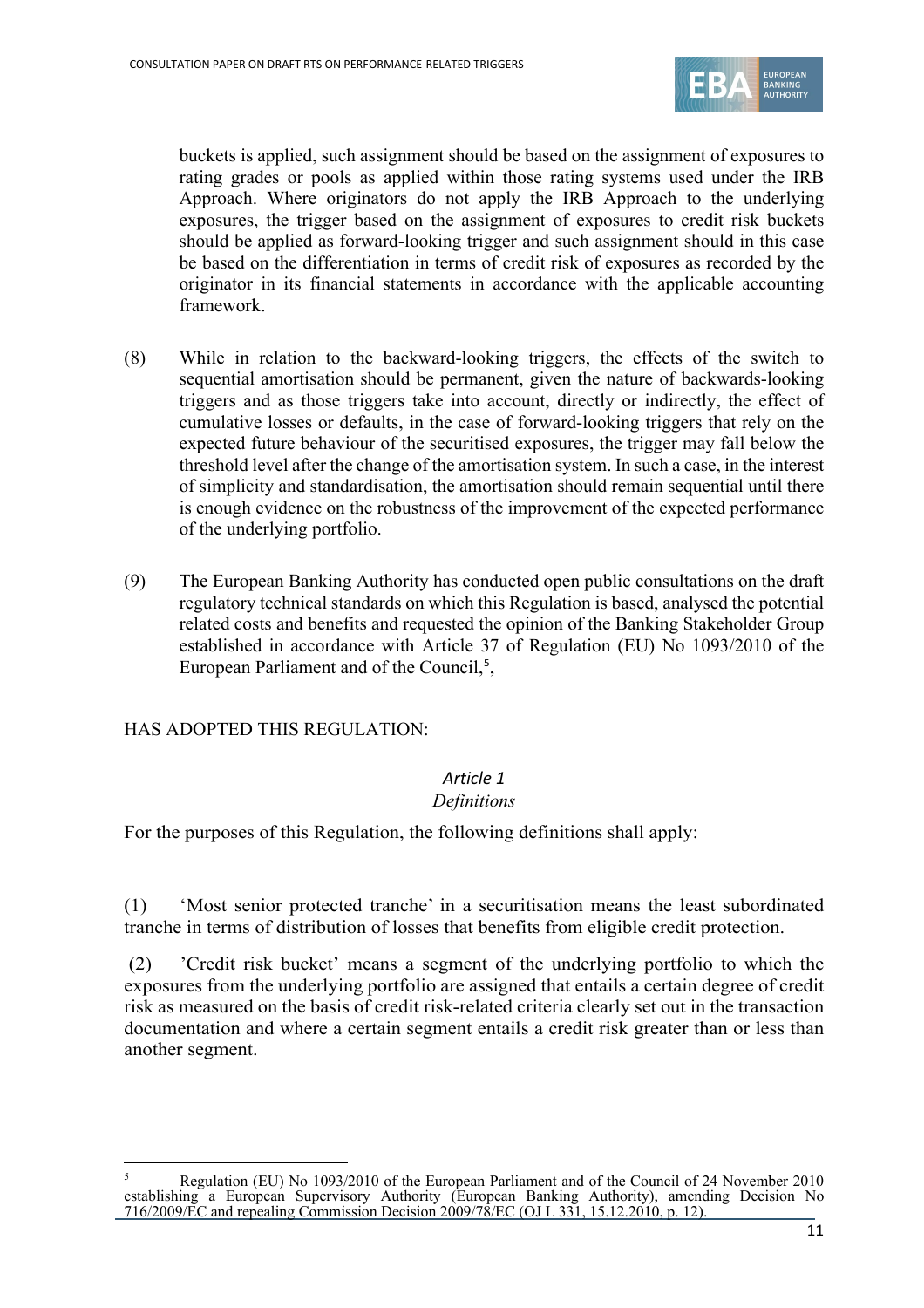buckets is applied, such assignment should be based on the assignment of exposures to rating grades or pools as applied within those rating systems used under the IRB Approach. Where originators do not apply the IRB Approach to the underlying exposures, the trigger based on the assignment of exposures to credit risk buckets should be applied as forward-looking trigger and such assignment should in this case be based on the differentiation in terms of credit risk of exposures as recorded by the originator in its financial statements in accordance with the applicable accounting framework.

(8) While in relation to the backward-looking triggers, the effects of the switch to sequential amortisation should be permanent, given the nature of backwards-looking triggers and as those triggers take into account, directly or indirectly, the effect of cumulative losses or defaults, in the case of forward-looking triggers that rely on the expected future behaviour of the securitised exposures, the trigger may fall below the threshold level after the change of the amortisation system. In such a case, in the interest of simplicity and standardisation, the amortisation should remain sequential until there is enough evidence on the robustness of the improvement of the expected performance of the underlying portfolio.

(9) The European Banking Authority has conducted open public consultations on the draft regulatory technical standards on which this Regulation is based, analysed the potential related costs and benefits and requested the opinion of the Banking Stakeholder Group established in accordance with Article 37 of Regulation (EU) No 1093/2010 of the European Parliament and of the Council,[5],

HAS ADOPTED THIS REGULATION:

*Article 1*

*Definitions*

For the purposes of this Regulation, the following definitions shall apply:

(1) 'Most senior protected tranche' in a securitisation means the least subordinated tranche in terms of distribution of losses that benefits from eligible credit protection.

(2) 'Credit risk bucket' means a segment of the underlying portfolio to which the exposures from the underlying portfolio are assigned that entails a certain degree of credit risk as measured on the basis of credit risk-related criteria clearly set out in the transaction documentation and where a certain segment entails a credit risk greater than or less than another segment.

---

[5] Regulation (EU) No 1093/2010 of the European Parliament and of the Council of 24 November 2010 establishing a European Supervisory Authority (European Banking Authority), amending Decision No 716/2009/EC and repealing Commission Decision 2009/78/EC (OJ L 331, 15.12.2010, p. 12).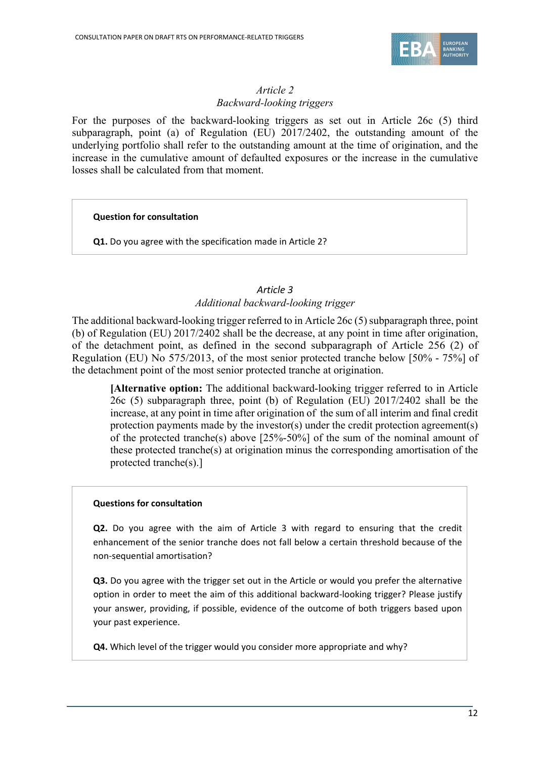*Article 2*
*Backward-looking triggers*

For the purposes of the backward-looking triggers as set out in Article 26c (5) third subparagraph, point (a) of Regulation (EU) 2017/2402, the outstanding amount of the underlying portfolio shall refer to the outstanding amount at the time of origination, and the increase in the cumulative amount of defaulted exposures or the increase in the cumulative losses shall be calculated from that moment.

> **Question for consultation**
>
> **Q1.** Do you agree with the specification made in Article 2?

*Article 3*
*Additional backward-looking trigger*

The additional backward-looking trigger referred to in Article 26c (5) subparagraph three, point (b) of Regulation (EU) 2017/2402 shall be the decrease, at any point in time after origination, of the detachment point, as defined in the second subparagraph of Article 256 (2) of Regulation (EU) No 575/2013, of the most senior protected tranche below [50% - 75%] of the detachment point of the most senior protected tranche at origination.

> **[Alternative option:** The additional backward-looking trigger referred to in Article 26c (5) subparagraph three, point (b) of Regulation (EU) 2017/2402 shall be the increase, at any point in time after origination of the sum of all interim and final credit protection payments made by the investor(s) under the credit protection agreement(s) of the protected tranche(s) above [25%-50%] of the sum of the nominal amount of these protected tranche(s) at origination minus the corresponding amortisation of the protected tranche(s).]

> **Questions for consultation**
>
> **Q2.** Do you agree with the aim of Article 3 with regard to ensuring that the credit enhancement of the senior tranche does not fall below a certain threshold because of the non-sequential amortisation?
>
> **Q3.** Do you agree with the trigger set out in the Article or would you prefer the alternative option in order to meet the aim of this additional backward-looking trigger? Please justify your answer, providing, if possible, evidence of the outcome of both triggers based upon your past experience.
>
> **Q4.** Which level of the trigger would you consider more appropriate and why?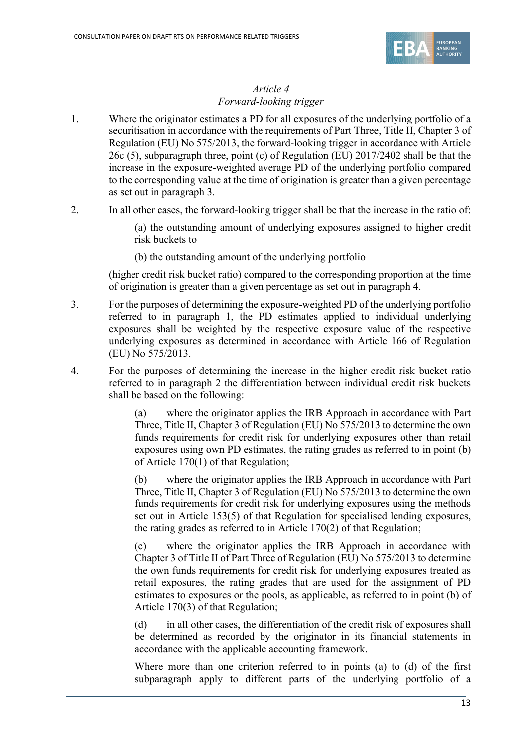*Article 4*
*Forward-looking trigger*

1. Where the originator estimates a PD for all exposures of the underlying portfolio of a securitisation in accordance with the requirements of Part Three, Title II, Chapter 3 of Regulation (EU) No 575/2013, the forward-looking trigger in accordance with Article 26c (5), subparagraph three, point (c) of Regulation (EU) 2017/2402 shall be that the increase in the exposure-weighted average PD of the underlying portfolio compared to the corresponding value at the time of origination is greater than a given percentage as set out in paragraph 3.

2. In all other cases, the forward-looking trigger shall be that the increase in the ratio of:

   (a) the outstanding amount of underlying exposures assigned to higher credit risk buckets to

   (b) the outstanding amount of the underlying portfolio

   (higher credit risk bucket ratio) compared to the corresponding proportion at the time of origination is greater than a given percentage as set out in paragraph 4.

3. For the purposes of determining the exposure-weighted PD of the underlying portfolio referred to in paragraph 1, the PD estimates applied to individual underlying exposures shall be weighted by the respective exposure value of the respective underlying exposures as determined in accordance with Article 166 of Regulation (EU) No 575/2013.

4. For the purposes of determining the increase in the higher credit risk bucket ratio referred to in paragraph 2 the differentiation between individual credit risk buckets shall be based on the following:

   (a) where the originator applies the IRB Approach in accordance with Part Three, Title II, Chapter 3 of Regulation (EU) No 575/2013 to determine the own funds requirements for credit risk for underlying exposures other than retail exposures using own PD estimates, the rating grades as referred to in point (b) of Article 170(1) of that Regulation;

   (b) where the originator applies the IRB Approach in accordance with Part Three, Title II, Chapter 3 of Regulation (EU) No 575/2013 to determine the own funds requirements for credit risk for underlying exposures using the methods set out in Article 153(5) of that Regulation for specialised lending exposures, the rating grades as referred to in Article 170(2) of that Regulation;

   (c) where the originator applies the IRB Approach in accordance with Chapter 3 of Title II of Part Three of Regulation (EU) No 575/2013 to determine the own funds requirements for credit risk for underlying exposures treated as retail exposures, the rating grades that are used for the assignment of PD estimates to exposures or the pools, as applicable, as referred to in point (b) of Article 170(3) of that Regulation;

   (d) in all other cases, the differentiation of the credit risk of exposures shall be determined as recorded by the originator in its financial statements in accordance with the applicable accounting framework.

   Where more than one criterion referred to in points (a) to (d) of the first subparagraph apply to different parts of the underlying portfolio of a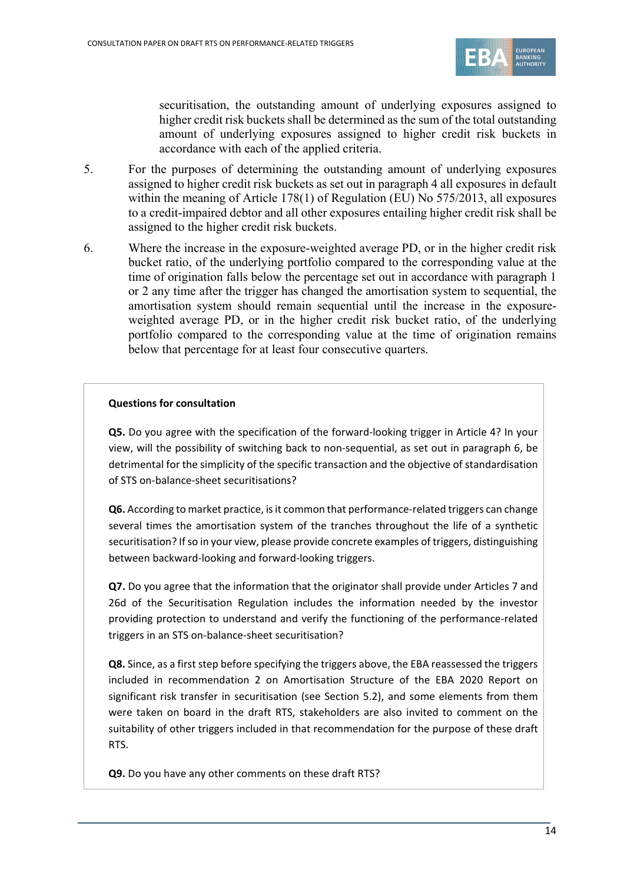securitisation, the outstanding amount of underlying exposures assigned to higher credit risk buckets shall be determined as the sum of the total outstanding amount of underlying exposures assigned to higher credit risk buckets in accordance with each of the applied criteria.

5. For the purposes of determining the outstanding amount of underlying exposures assigned to higher credit risk buckets as set out in paragraph 4 all exposures in default within the meaning of Article 178(1) of Regulation (EU) No 575/2013, all exposures to a credit-impaired debtor and all other exposures entailing higher credit risk shall be assigned to the higher credit risk buckets.

6. Where the increase in the exposure-weighted average PD, or in the higher credit risk bucket ratio, of the underlying portfolio compared to the corresponding value at the time of origination falls below the percentage set out in accordance with paragraph 1 or 2 any time after the trigger has changed the amortisation system to sequential, the amortisation system should remain sequential until the increase in the exposure-weighted average PD, or in the higher credit risk bucket ratio, of the underlying portfolio compared to the corresponding value at the time of origination remains below that percentage for at least four consecutive quarters.

**Questions for consultation**

**Q5.** Do you agree with the specification of the forward-looking trigger in Article 4? In your view, will the possibility of switching back to non-sequential, as set out in paragraph 6, be detrimental for the simplicity of the specific transaction and the objective of standardisation of STS on-balance-sheet securitisations?

**Q6.** According to market practice, is it common that performance-related triggers can change several times the amortisation system of the tranches throughout the life of a synthetic securitisation? If so in your view, please provide concrete examples of triggers, distinguishing between backward-looking and forward-looking triggers.

**Q7.** Do you agree that the information that the originator shall provide under Articles 7 and 26d of the Securitisation Regulation includes the information needed by the investor providing protection to understand and verify the functioning of the performance-related triggers in an STS on-balance-sheet securitisation?

**Q8.** Since, as a first step before specifying the triggers above, the EBA reassessed the triggers included in recommendation 2 on Amortisation Structure of the EBA 2020 Report on significant risk transfer in securitisation (see Section 5.2), and some elements from them were taken on board in the draft RTS, stakeholders are also invited to comment on the suitability of other triggers included in that recommendation for the purpose of these draft RTS.

**Q9.** Do you have any other comments on these draft RTS?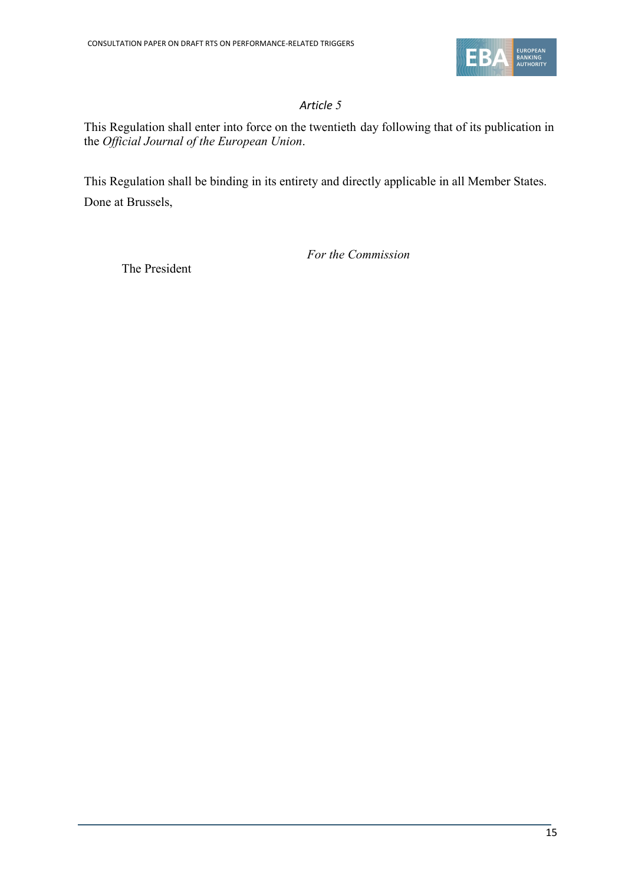*Article 5*

This Regulation shall enter into force on the twentieth day following that of its publication in the *Official Journal of the European Union*.

This Regulation shall be binding in its entirety and directly applicable in all Member States.

Done at Brussels,

*For the Commission*

The President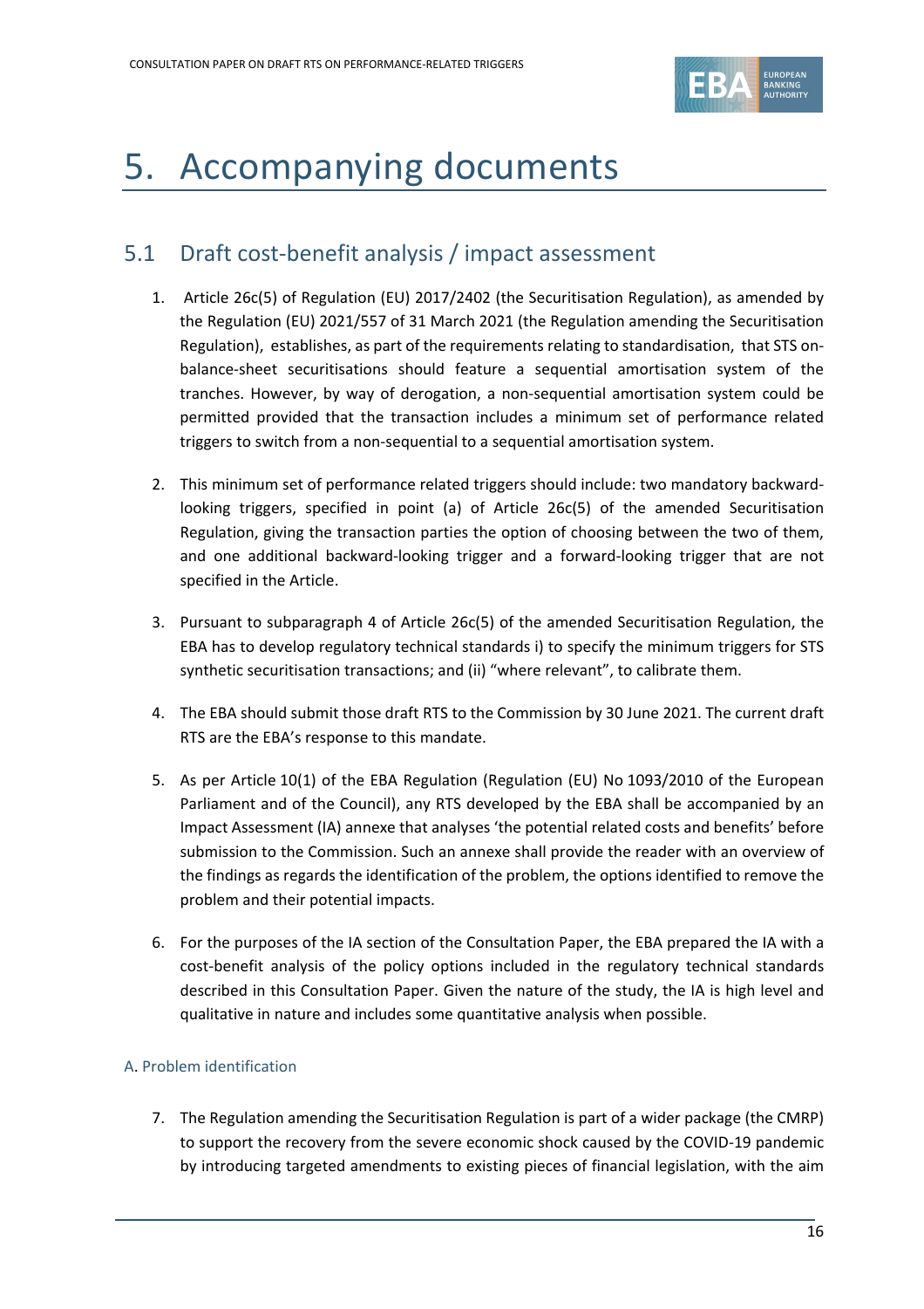# 5. Accompanying documents

## 5.1 Draft cost-benefit analysis / impact assessment

1. Article 26c(5) of Regulation (EU) 2017/2402 (the Securitisation Regulation), as amended by the Regulation (EU) 2021/557 of 31 March 2021 (the Regulation amending the Securitisation Regulation), establishes, as part of the requirements relating to standardisation, that STS on-balance-sheet securitisations should feature a sequential amortisation system of the tranches. However, by way of derogation, a non-sequential amortisation system could be permitted provided that the transaction includes a minimum set of performance related triggers to switch from a non-sequential to a sequential amortisation system.

2. This minimum set of performance related triggers should include: two mandatory backward-looking triggers, specified in point (a) of Article 26c(5) of the amended Securitisation Regulation, giving the transaction parties the option of choosing between the two of them, and one additional backward-looking trigger and a forward-looking trigger that are not specified in the Article.

3. Pursuant to subparagraph 4 of Article 26c(5) of the amended Securitisation Regulation, the EBA has to develop regulatory technical standards i) to specify the minimum triggers for STS synthetic securitisation transactions; and (ii) "where relevant", to calibrate them.

4. The EBA should submit those draft RTS to the Commission by 30 June 2021. The current draft RTS are the EBA's response to this mandate.

5. As per Article 10(1) of the EBA Regulation (Regulation (EU) No 1093/2010 of the European Parliament and of the Council), any RTS developed by the EBA shall be accompanied by an Impact Assessment (IA) annexe that analyses 'the potential related costs and benefits' before submission to the Commission. Such an annexe shall provide the reader with an overview of the findings as regards the identification of the problem, the options identified to remove the problem and their potential impacts.

6. For the purposes of the IA section of the Consultation Paper, the EBA prepared the IA with a cost-benefit analysis of the policy options included in the regulatory technical standards described in this Consultation Paper. Given the nature of the study, the IA is high level and qualitative in nature and includes some quantitative analysis when possible.

### A. Problem identification

7. The Regulation amending the Securitisation Regulation is part of a wider package (the CMRP) to support the recovery from the severe economic shock caused by the COVID-19 pandemic by introducing targeted amendments to existing pieces of financial legislation, with the aim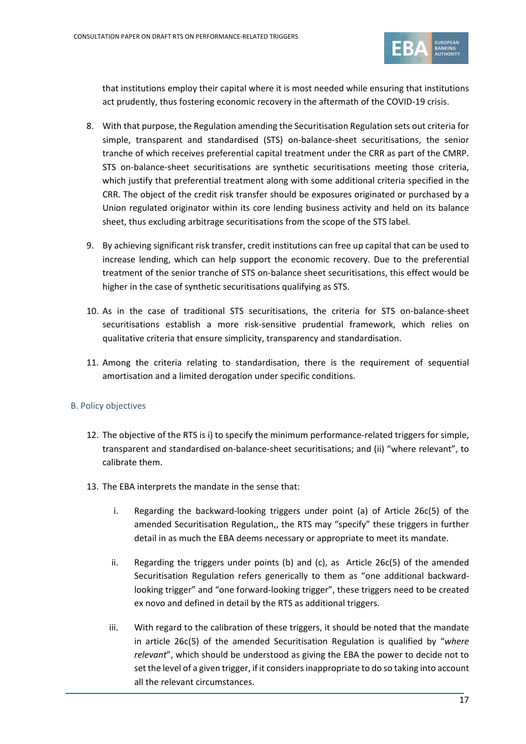that institutions employ their capital where it is most needed while ensuring that institutions act prudently, thus fostering economic recovery in the aftermath of the COVID-19 crisis.

8. With that purpose, the Regulation amending the Securitisation Regulation sets out criteria for simple, transparent and standardised (STS) on-balance-sheet securitisations, the senior tranche of which receives preferential capital treatment under the CRR as part of the CMRP. STS on-balance-sheet securitisations are synthetic securitisations meeting those criteria, which justify that preferential treatment along with some additional criteria specified in the CRR. The object of the credit risk transfer should be exposures originated or purchased by a Union regulated originator within its core lending business activity and held on its balance sheet, thus excluding arbitrage securitisations from the scope of the STS label.

9. By achieving significant risk transfer, credit institutions can free up capital that can be used to increase lending, which can help support the economic recovery. Due to the preferential treatment of the senior tranche of STS on-balance sheet securitisations, this effect would be higher in the case of synthetic securitisations qualifying as STS.

10. As in the case of traditional STS securitisations, the criteria for STS on-balance-sheet securitisations establish a more risk-sensitive prudential framework, which relies on qualitative criteria that ensure simplicity, transparency and standardisation.

11. Among the criteria relating to standardisation, there is the requirement of sequential amortisation and a limited derogation under specific conditions.

## B. Policy objectives

12. The objective of the RTS is i) to specify the minimum performance-related triggers for simple, transparent and standardised on-balance-sheet securitisations; and (ii) "where relevant", to calibrate them.

13. The EBA interprets the mandate in the sense that:

    i. Regarding the backward-looking triggers under point (a) of Article 26c(5) of the amended Securitisation Regulation,, the RTS may "specify" these triggers in further detail in as much the EBA deems necessary or appropriate to meet its mandate.

    ii. Regarding the triggers under points (b) and (c), as Article 26c(5) of the amended Securitisation Regulation refers generically to them as "one additional backward-looking trigger" and "one forward-looking trigger", these triggers need to be created ex novo and defined in detail by the RTS as additional triggers.

    iii. With regard to the calibration of these triggers, it should be noted that the mandate in article 26c(5) of the amended Securitisation Regulation is qualified by "*where relevant*", which should be understood as giving the EBA the power to decide not to set the level of a given trigger, if it considers inappropriate to do so taking into account all the relevant circumstances.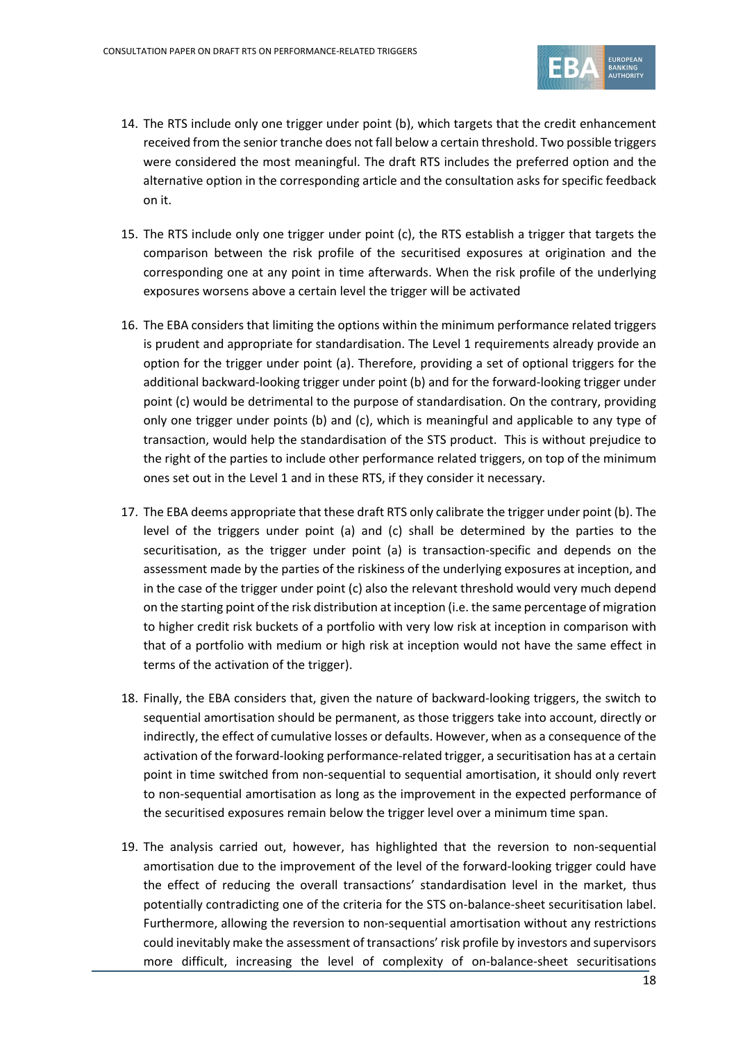14. The RTS include only one trigger under point (b), which targets that the credit enhancement received from the senior tranche does not fall below a certain threshold. Two possible triggers were considered the most meaningful. The draft RTS includes the preferred option and the alternative option in the corresponding article and the consultation asks for specific feedback on it.

15. The RTS include only one trigger under point (c), the RTS establish a trigger that targets the comparison between the risk profile of the securitised exposures at origination and the corresponding one at any point in time afterwards. When the risk profile of the underlying exposures worsens above a certain level the trigger will be activated

16. The EBA considers that limiting the options within the minimum performance related triggers is prudent and appropriate for standardisation. The Level 1 requirements already provide an option for the trigger under point (a). Therefore, providing a set of optional triggers for the additional backward-looking trigger under point (b) and for the forward-looking trigger under point (c) would be detrimental to the purpose of standardisation. On the contrary, providing only one trigger under points (b) and (c), which is meaningful and applicable to any type of transaction, would help the standardisation of the STS product. This is without prejudice to the right of the parties to include other performance related triggers, on top of the minimum ones set out in the Level 1 and in these RTS, if they consider it necessary.

17. The EBA deems appropriate that these draft RTS only calibrate the trigger under point (b). The level of the triggers under point (a) and (c) shall be determined by the parties to the securitisation, as the trigger under point (a) is transaction-specific and depends on the assessment made by the parties of the riskiness of the underlying exposures at inception, and in the case of the trigger under point (c) also the relevant threshold would very much depend on the starting point of the risk distribution at inception (i.e. the same percentage of migration to higher credit risk buckets of a portfolio with very low risk at inception in comparison with that of a portfolio with medium or high risk at inception would not have the same effect in terms of the activation of the trigger).

18. Finally, the EBA considers that, given the nature of backward-looking triggers, the switch to sequential amortisation should be permanent, as those triggers take into account, directly or indirectly, the effect of cumulative losses or defaults. However, when as a consequence of the activation of the forward-looking performance-related trigger, a securitisation has at a certain point in time switched from non-sequential to sequential amortisation, it should only revert to non-sequential amortisation as long as the improvement in the expected performance of the securitised exposures remain below the trigger level over a minimum time span.

19. The analysis carried out, however, has highlighted that the reversion to non-sequential amortisation due to the improvement of the level of the forward-looking trigger could have the effect of reducing the overall transactions' standardisation level in the market, thus potentially contradicting one of the criteria for the STS on-balance-sheet securitisation label. Furthermore, allowing the reversion to non-sequential amortisation without any restrictions could inevitably make the assessment of transactions' risk profile by investors and supervisors more difficult, increasing the level of complexity of on-balance-sheet securitisations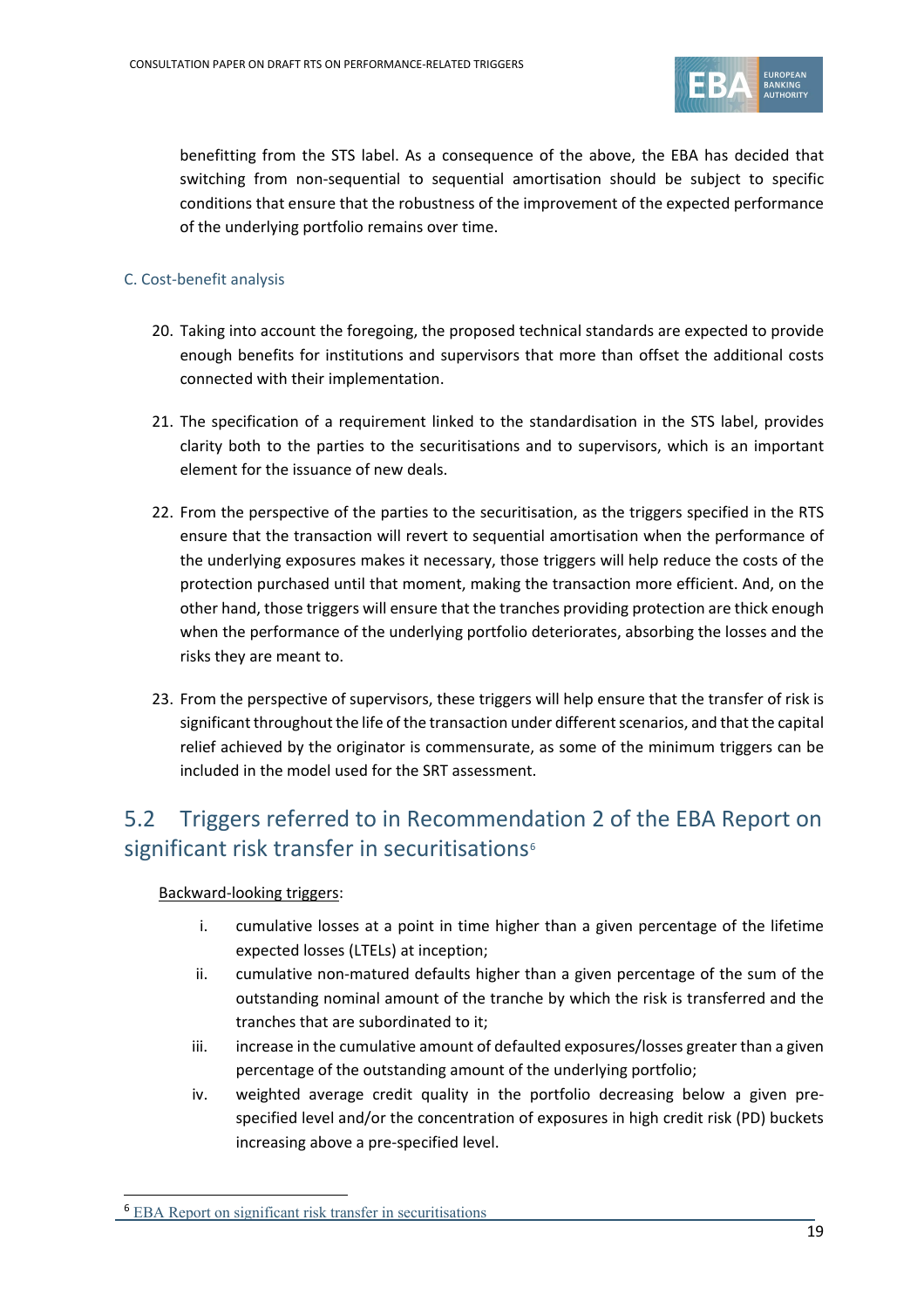benefitting from the STS label. As a consequence of the above, the EBA has decided that switching from non-sequential to sequential amortisation should be subject to specific conditions that ensure that the robustness of the improvement of the expected performance of the underlying portfolio remains over time.

### C. Cost-benefit analysis

20. Taking into account the foregoing, the proposed technical standards are expected to provide enough benefits for institutions and supervisors that more than offset the additional costs connected with their implementation.

21. The specification of a requirement linked to the standardisation in the STS label, provides clarity both to the parties to the securitisations and to supervisors, which is an important element for the issuance of new deals.

22. From the perspective of the parties to the securitisation, as the triggers specified in the RTS ensure that the transaction will revert to sequential amortisation when the performance of the underlying exposures makes it necessary, those triggers will help reduce the costs of the protection purchased until that moment, making the transaction more efficient. And, on the other hand, those triggers will ensure that the tranches providing protection are thick enough when the performance of the underlying portfolio deteriorates, absorbing the losses and the risks they are meant to.

23. From the perspective of supervisors, these triggers will help ensure that the transfer of risk is significant throughout the life of the transaction under different scenarios, and that the capital relief achieved by the originator is commensurate, as some of the minimum triggers can be included in the model used for the SRT assessment.

## 5.2 Triggers referred to in Recommendation 2 of the EBA Report on significant risk transfer in securitisations[6]

Backward-looking triggers:

i. cumulative losses at a point in time higher than a given percentage of the lifetime expected losses (LTELs) at inception;
ii. cumulative non-matured defaults higher than a given percentage of the sum of the outstanding nominal amount of the tranche by which the risk is transferred and the tranches that are subordinated to it;
iii. increase in the cumulative amount of defaulted exposures/losses greater than a given percentage of the outstanding amount of the underlying portfolio;
iv. weighted average credit quality in the portfolio decreasing below a given pre-specified level and/or the concentration of exposures in high credit risk (PD) buckets increasing above a pre-specified level.

[6] EBA Report on significant risk transfer in securitisations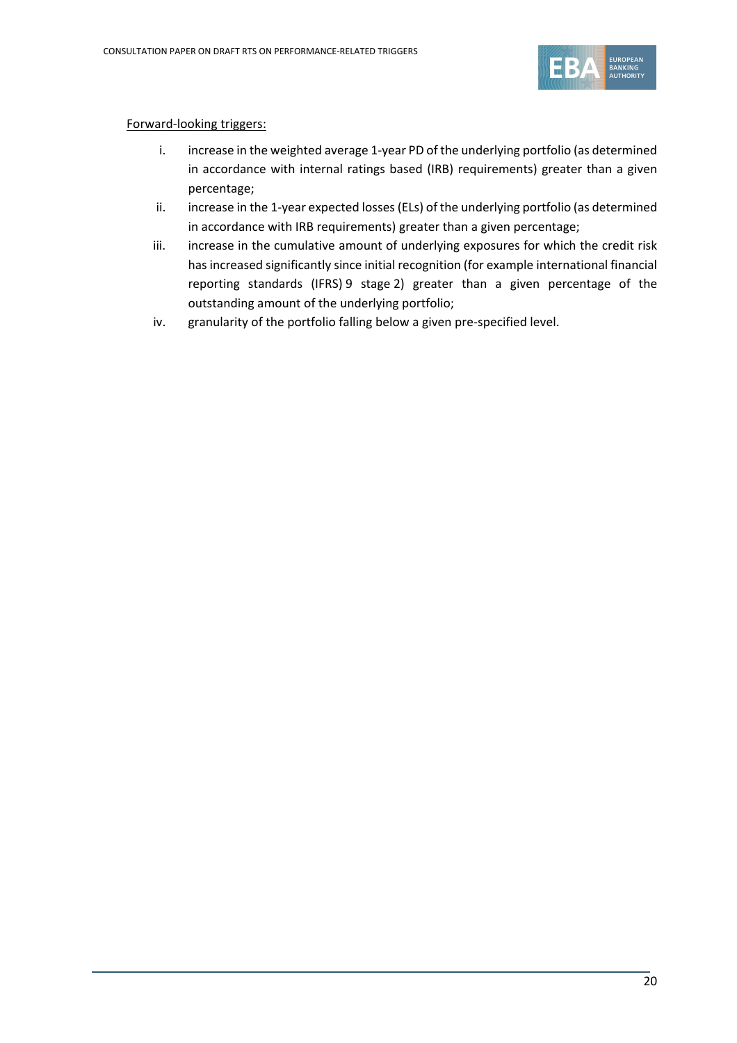<u>Forward-looking triggers:</u>

i. increase in the weighted average 1-year PD of the underlying portfolio (as determined in accordance with internal ratings based (IRB) requirements) greater than a given percentage;

ii. increase in the 1-year expected losses (ELs) of the underlying portfolio (as determined in accordance with IRB requirements) greater than a given percentage;

iii. increase in the cumulative amount of underlying exposures for which the credit risk has increased significantly since initial recognition (for example international financial reporting standards (IFRS) 9 stage 2) greater than a given percentage of the outstanding amount of the underlying portfolio;

iv. granularity of the portfolio falling below a given pre-specified level.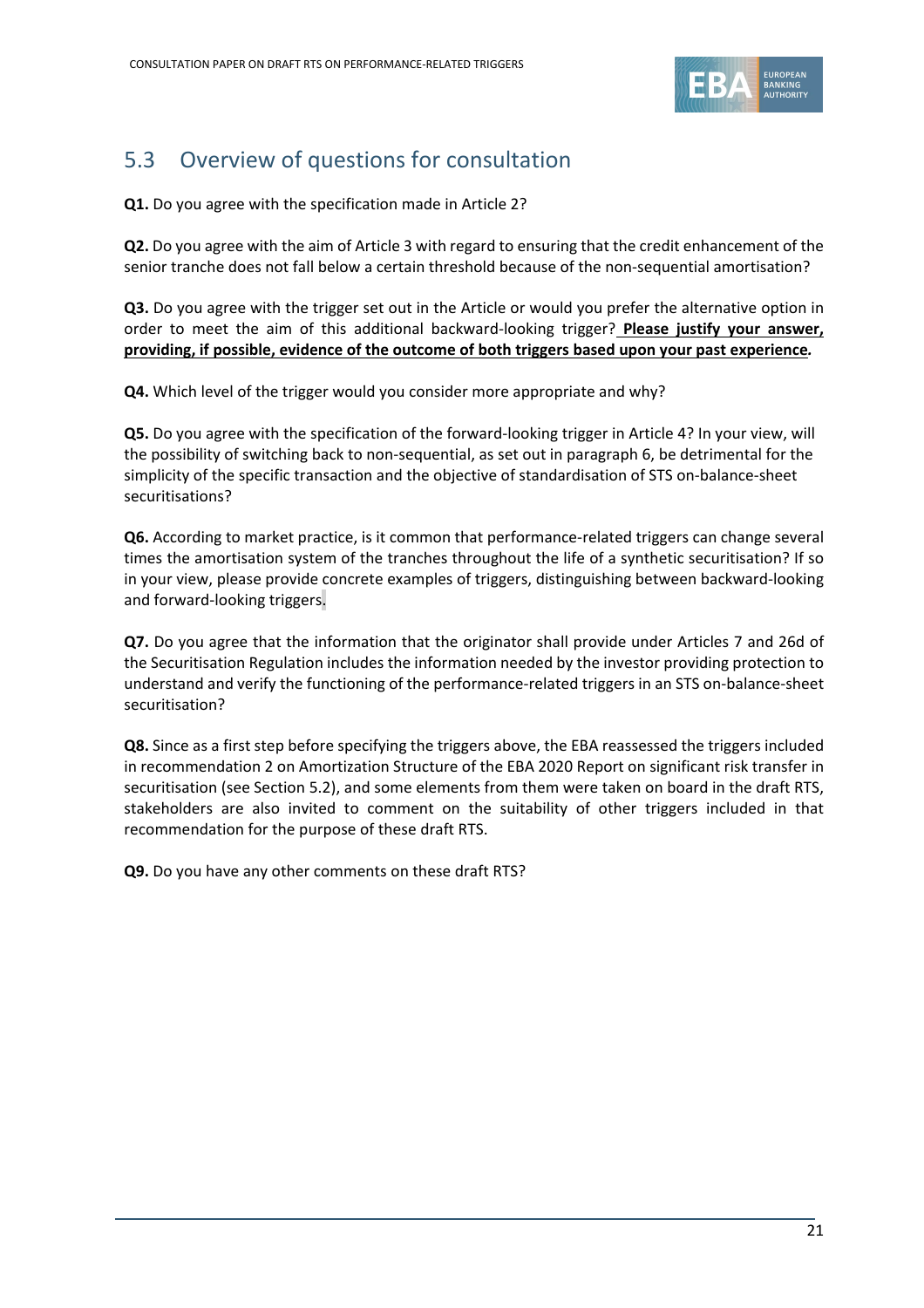## 5.3 Overview of questions for consultation

**Q1.** Do you agree with the specification made in Article 2?

**Q2.** Do you agree with the aim of Article 3 with regard to ensuring that the credit enhancement of the senior tranche does not fall below a certain threshold because of the non-sequential amortisation?

**Q3.** Do you agree with the trigger set out in the Article or would you prefer the alternative option in order to meet the aim of this additional backward-looking trigger? **Please justify your answer, providing, if possible, evidence of the outcome of both triggers based upon your past experience.**

**Q4.** Which level of the trigger would you consider more appropriate and why?

**Q5.** Do you agree with the specification of the forward-looking trigger in Article 4? In your view, will the possibility of switching back to non-sequential, as set out in paragraph 6, be detrimental for the simplicity of the specific transaction and the objective of standardisation of STS on-balance-sheet securitisations?

**Q6.** According to market practice, is it common that performance-related triggers can change several times the amortisation system of the tranches throughout the life of a synthetic securitisation? If so in your view, please provide concrete examples of triggers, distinguishing between backward-looking and forward-looking triggers.

**Q7.** Do you agree that the information that the originator shall provide under Articles 7 and 26d of the Securitisation Regulation includes the information needed by the investor providing protection to understand and verify the functioning of the performance-related triggers in an STS on-balance-sheet securitisation?

**Q8.** Since as a first step before specifying the triggers above, the EBA reassessed the triggers included in recommendation 2 on Amortization Structure of the EBA 2020 Report on significant risk transfer in securitisation (see Section 5.2), and some elements from them were taken on board in the draft RTS, stakeholders are also invited to comment on the suitability of other triggers included in that recommendation for the purpose of these draft RTS.

**Q9.** Do you have any other comments on these draft RTS?